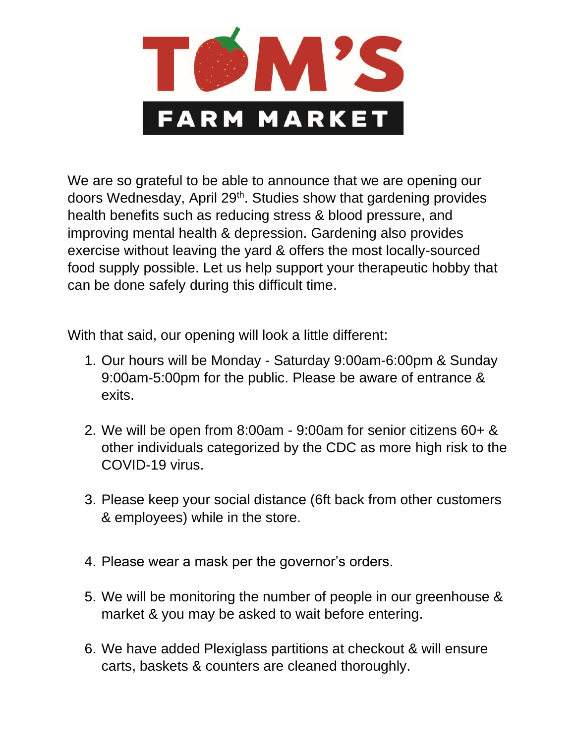# TOM'S FARM MARKET

We are so grateful to be able to announce that we are opening our doors Wednesday, April 29th. Studies show that gardening provides health benefits such as reducing stress & blood pressure, and improving mental health & depression. Gardening also provides exercise without leaving the yard & offers the most locally-sourced food supply possible. Let us help support your therapeutic hobby that can be done safely during this difficult time.

With that said, our opening will look a little different:

1. Our hours will be Monday - Saturday 9:00am-6:00pm & Sunday 9:00am-5:00pm for the public. Please be aware of entrance & exits.

2. We will be open from 8:00am - 9:00am for senior citizens 60+ & other individuals categorized by the CDC as more high risk to the COVID-19 virus.

3. Please keep your social distance (6ft back from other customers & employees) while in the store.

4. Please wear a mask per the governor's orders.

5. We will be monitoring the number of people in our greenhouse & market & you may be asked to wait before entering.

6. We have added Plexiglass partitions at checkout & will ensure carts, baskets & counters are cleaned thoroughly.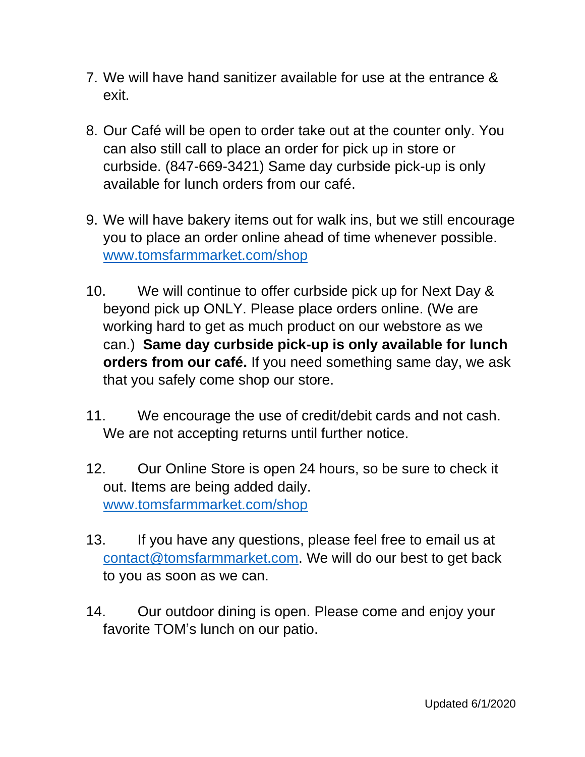7. We will have hand sanitizer available for use at the entrance & exit.

8. Our Café will be open to order take out at the counter only. You can also still call to place an order for pick up in store or curbside. (847-669-3421) Same day curbside pick-up is only available for lunch orders from our café.

9. We will have bakery items out for walk ins, but we still encourage you to place an order online ahead of time whenever possible. [www.tomsfarmmarket.com/shop](www.tomsfarmmarket.com/shop)

10. We will continue to offer curbside pick up for Next Day & beyond pick up ONLY. Please place orders online. (We are working hard to get as much product on our webstore as we can.) **Same day curbside pick-up is only available for lunch orders from our café.** If you need something same day, we ask that you safely come shop our store.

11. We encourage the use of credit/debit cards and not cash. We are not accepting returns until further notice.

12. Our Online Store is open 24 hours, so be sure to check it out. Items are being added daily. [www.tomsfarmmarket.com/shop](www.tomsfarmmarket.com/shop)

13. If you have any questions, please feel free to email us at [contact@tomsfarmmarket.com](mailto:contact@tomsfarmmarket.com). We will do our best to get back to you as soon as we can.

14. Our outdoor dining is open. Please come and enjoy your favorite TOM's lunch on our patio.

Updated 6/1/2020